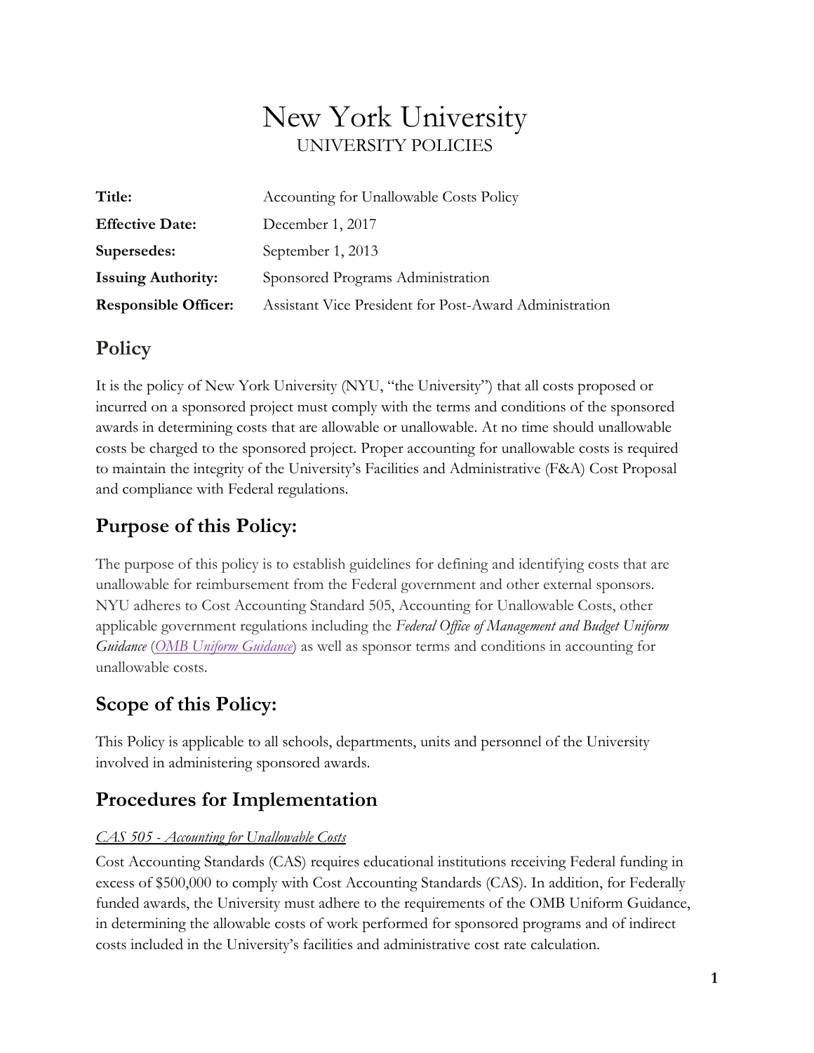# New York University

UNIVERSITY POLICIES

| | |
|---|---|
| **Title:** | Accounting for Unallowable Costs Policy |
| **Effective Date:** | December 1, 2017 |
| **Supersedes:** | September 1, 2013 |
| **Issuing Authority:** | Sponsored Programs Administration |
| **Responsible Officer:** | Assistant Vice President for Post-Award Administration |

## Policy

It is the policy of New York University (NYU, "the University") that all costs proposed or incurred on a sponsored project must comply with the terms and conditions of the sponsored awards in determining costs that are allowable or unallowable. At no time should unallowable costs be charged to the sponsored project. Proper accounting for unallowable costs is required to maintain the integrity of the University's Facilities and Administrative (F&A) Cost Proposal and compliance with Federal regulations.

## Purpose of this Policy:

The purpose of this policy is to establish guidelines for defining and identifying costs that are unallowable for reimbursement from the Federal government and other external sponsors. NYU adheres to Cost Accounting Standard 505, Accounting for Unallowable Costs, other applicable government regulations including the *Federal Office of Management and Budget Uniform Guidance* (*OMB Uniform Guidance*) as well as sponsor terms and conditions in accounting for unallowable costs.

## Scope of this Policy:

This Policy is applicable to all schools, departments, units and personnel of the University involved in administering sponsored awards.

## Procedures for Implementation

*CAS 505 - Accounting for Unallowable Costs*

Cost Accounting Standards (CAS) requires educational institutions receiving Federal funding in excess of $500,000 to comply with Cost Accounting Standards (CAS). In addition, for Federally funded awards, the University must adhere to the requirements of the OMB Uniform Guidance, in determining the allowable costs of work performed for sponsored programs and of indirect costs included in the University's facilities and administrative cost rate calculation.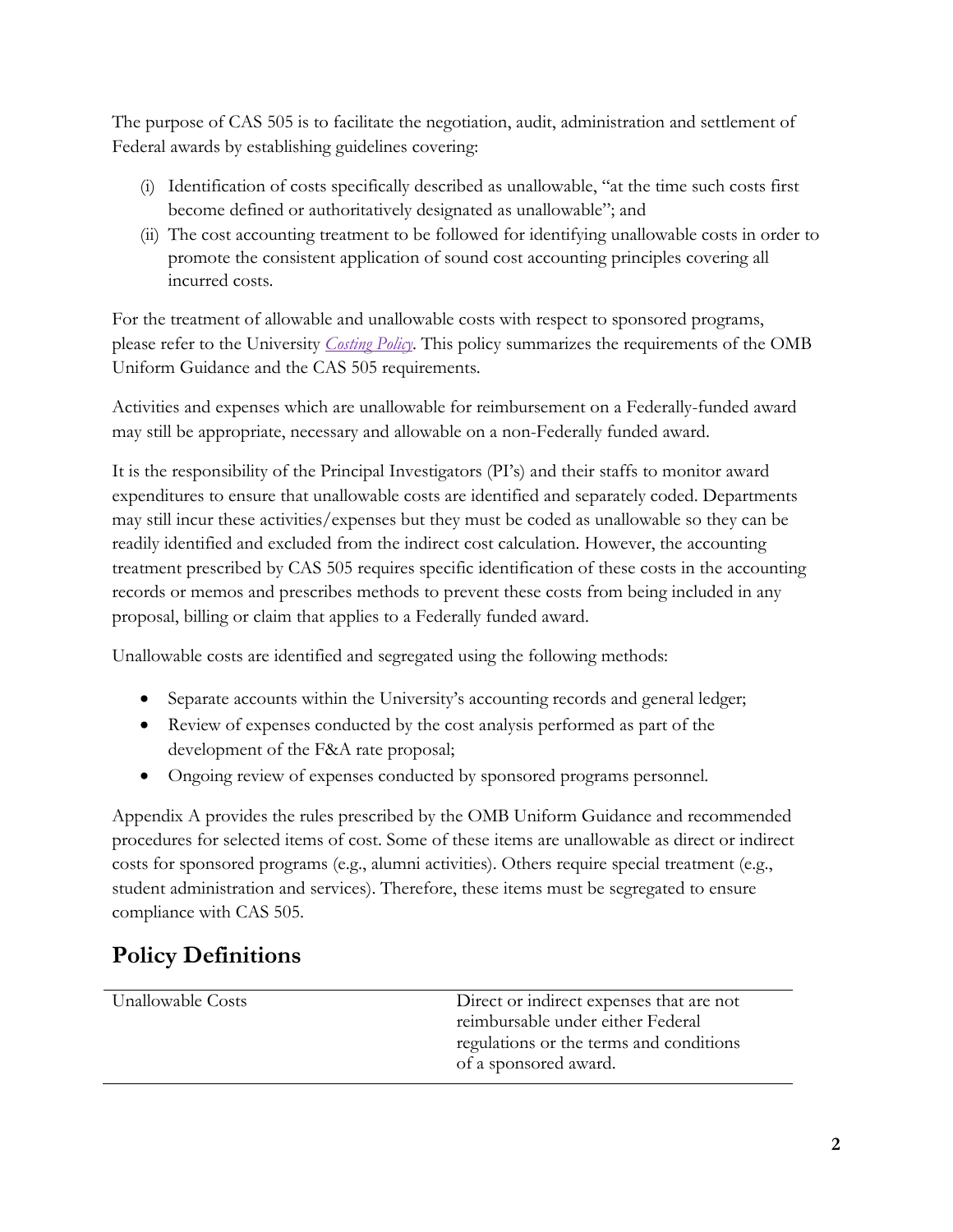The purpose of CAS 505 is to facilitate the negotiation, audit, administration and settlement of Federal awards by establishing guidelines covering:

(i) Identification of costs specifically described as unallowable, "at the time such costs first become defined or authoritatively designated as unallowable"; and
(ii) The cost accounting treatment to be followed for identifying unallowable costs in order to promote the consistent application of sound cost accounting principles covering all incurred costs.

For the treatment of allowable and unallowable costs with respect to sponsored programs, please refer to the University *Costing Policy*. This policy summarizes the requirements of the OMB Uniform Guidance and the CAS 505 requirements.

Activities and expenses which are unallowable for reimbursement on a Federally-funded award may still be appropriate, necessary and allowable on a non-Federally funded award.

It is the responsibility of the Principal Investigators (PI's) and their staffs to monitor award expenditures to ensure that unallowable costs are identified and separately coded. Departments may still incur these activities/expenses but they must be coded as unallowable so they can be readily identified and excluded from the indirect cost calculation. However, the accounting treatment prescribed by CAS 505 requires specific identification of these costs in the accounting records or memos and prescribes methods to prevent these costs from being included in any proposal, billing or claim that applies to a Federally funded award.

Unallowable costs are identified and segregated using the following methods:

- Separate accounts within the University's accounting records and general ledger;
- Review of expenses conducted by the cost analysis performed as part of the development of the F&A rate proposal;
- Ongoing review of expenses conducted by sponsored programs personnel.

Appendix A provides the rules prescribed by the OMB Uniform Guidance and recommended procedures for selected items of cost. Some of these items are unallowable as direct or indirect costs for sponsored programs (e.g., alumni activities). Others require special treatment (e.g., student administration and services). Therefore, these items must be segregated to ensure compliance with CAS 505.

## Policy Definitions

| | |
|---|---|
| Unallowable Costs | Direct or indirect expenses that are not reimbursable under either Federal regulations or the terms and conditions of a sponsored award. |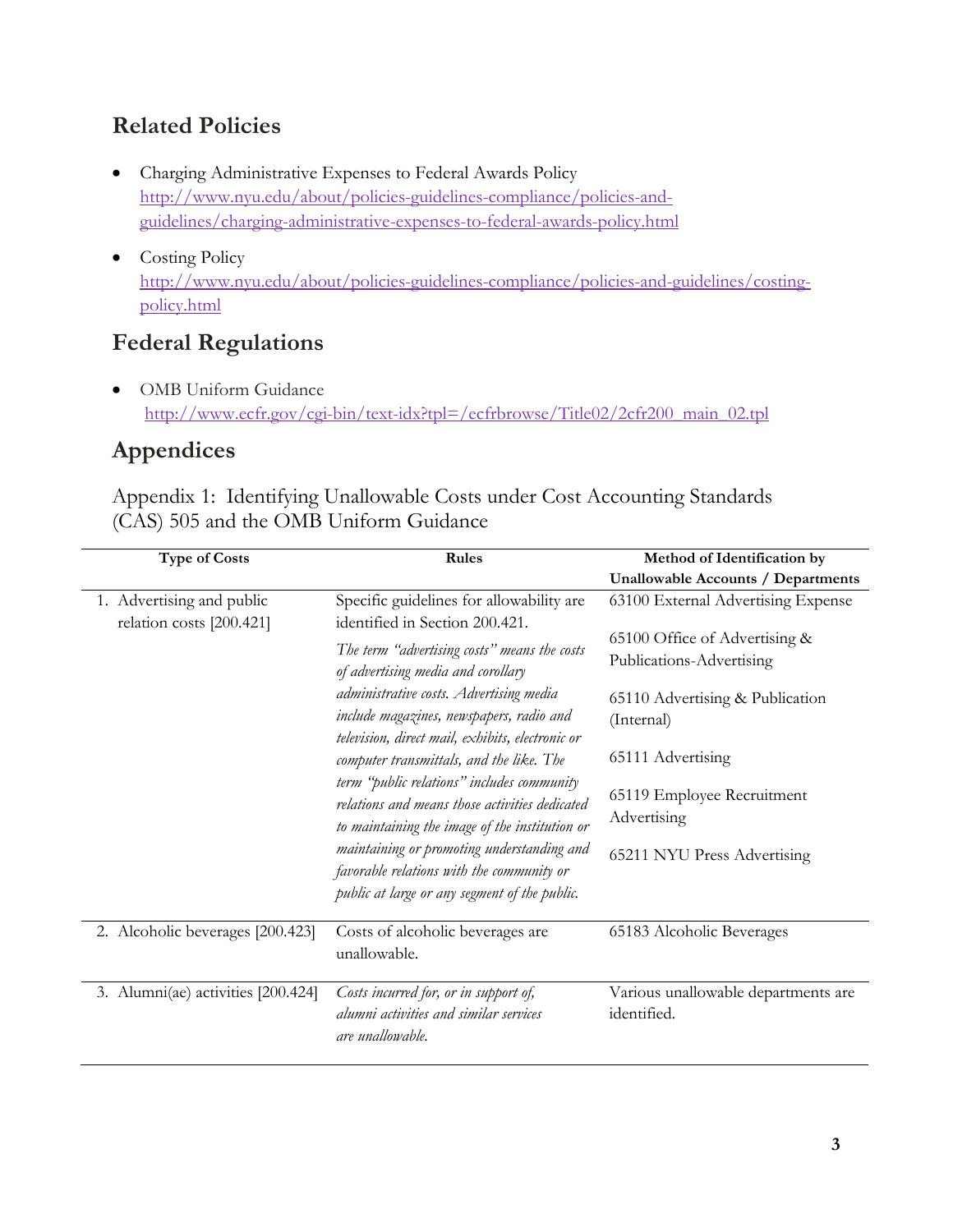## Related Policies

- Charging Administrative Expenses to Federal Awards Policy
  http://www.nyu.edu/about/policies-guidelines-compliance/policies-and-guidelines/charging-administrative-expenses-to-federal-awards-policy.html

- Costing Policy
  http://www.nyu.edu/about/policies-guidelines-compliance/policies-and-guidelines/costing-policy.html

## Federal Regulations

- OMB Uniform Guidance
  http://www.ecfr.gov/cgi-bin/text-idx?tpl=/ecfrbrowse/Title02/2cfr200_main_02.tpl

## Appendices

### Appendix 1: Identifying Unallowable Costs under Cost Accounting Standards (CAS) 505 and the OMB Uniform Guidance

| Type of Costs | Rules | Method of Identification by Unallowable Accounts / Departments |
|---|---|---|
| 1. Advertising and public relation costs [200.421] | Specific guidelines for allowability are identified in Section 200.421.<br>*The term "advertising costs" means the costs of advertising media and corollary administrative costs. Advertising media include magazines, newspapers, radio and television, direct mail, exhibits, electronic or computer transmittals, and the like. The term "public relations" includes community relations and means those activities dedicated to maintaining the image of the institution or maintaining or promoting understanding and favorable relations with the community or public at large or any segment of the public.* | 63100 External Advertising Expense<br>65100 Office of Advertising & Publications-Advertising<br>65110 Advertising & Publication (Internal)<br>65111 Advertising<br>65119 Employee Recruitment Advertising<br>65211 NYU Press Advertising |
| 2. Alcoholic beverages [200.423] | Costs of alcoholic beverages are unallowable. | 65183 Alcoholic Beverages |
| 3. Alumni(ae) activities [200.424] | *Costs incurred for, or in support of, alumni activities and similar services are unallowable.* | Various unallowable departments are identified. |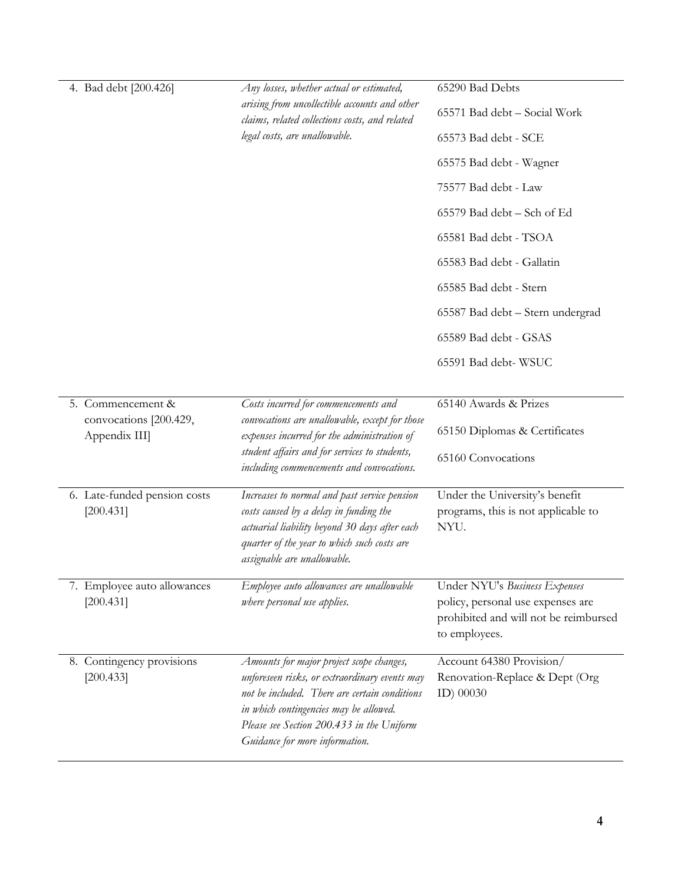| | | |
|---|---|---|
| 4. Bad debt [200.426] | *Any losses, whether actual or estimated, arising from uncollectible accounts and other claims, related collections costs, and related legal costs, are unallowable.* | 65290 Bad Debts<br>65571 Bad debt – Social Work<br>65573 Bad debt - SCE<br>65575 Bad debt - Wagner<br>75577 Bad debt - Law<br>65579 Bad debt – Sch of Ed<br>65581 Bad debt - TSOA<br>65583 Bad debt - Gallatin<br>65585 Bad debt - Stern<br>65587 Bad debt – Stern undergrad<br>65589 Bad debt - GSAS<br>65591 Bad debt- WSUC |
| 5. Commencement & convocations [200.429, Appendix III] | *Costs incurred for commencements and convocations are unallowable, except for those expenses incurred for the administration of student affairs and for services to students, including commencements and convocations.* | 65140 Awards & Prizes<br>65150 Diplomas & Certificates<br>65160 Convocations |
| 6. Late-funded pension costs [200.431] | *Increases to normal and past service pension costs caused by a delay in funding the actuarial liability beyond 30 days after each quarter of the year to which such costs are assignable are unallowable.* | Under the University's benefit programs, this is not applicable to NYU. |
| 7. Employee auto allowances [200.431] | *Employee auto allowances are unallowable where personal use applies.* | Under NYU's *Business Expenses* policy, personal use expenses are prohibited and will not be reimbursed to employees. |
| 8. Contingency provisions [200.433] | *Amounts for major project scope changes, unforeseen risks, or extraordinary events may not be included. There are certain conditions in which contingencies may be allowed. Please see Section 200.433 in the Uniform Guidance for more information.* | Account 64380 Provision/ Renovation-Replace & Dept (Org ID) 00030 |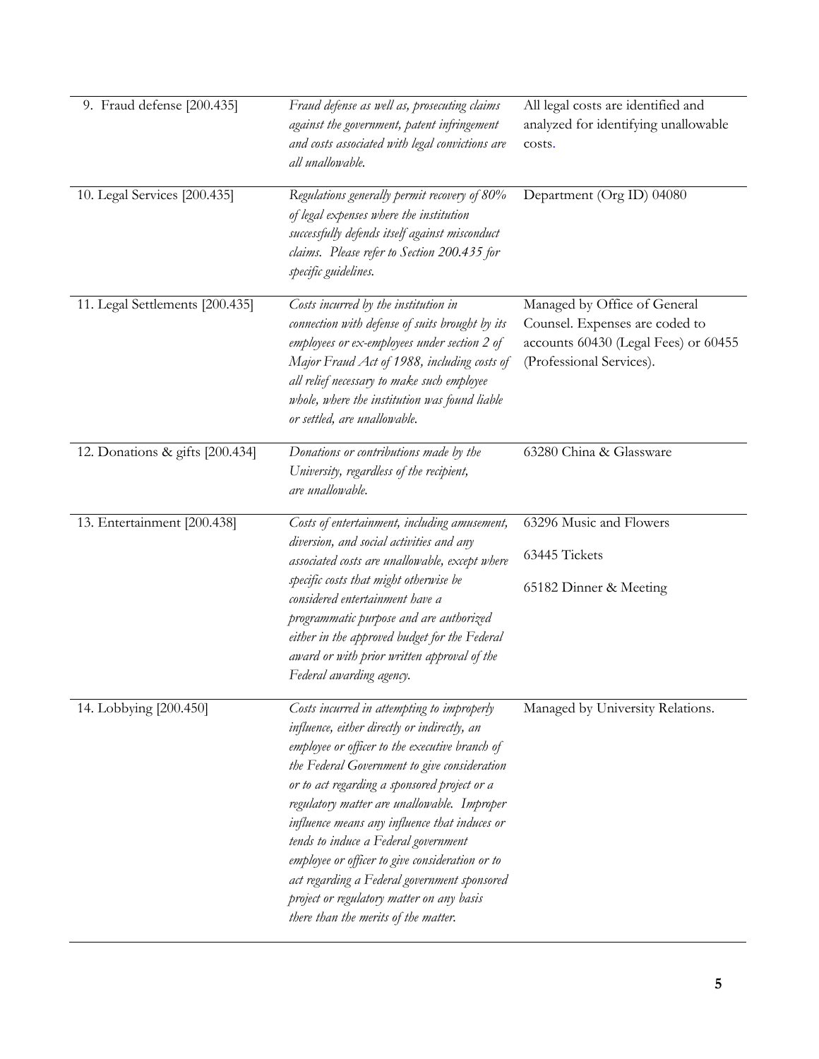| | | |
|---|---|---|
| 9. Fraud defense [200.435] | *Fraud defense as well as, prosecuting claims against the government, patent infringement and costs associated with legal convictions are all unallowable.* | All legal costs are identified and analyzed for identifying unallowable costs. |
| 10. Legal Services [200.435] | *Regulations generally permit recovery of 80% of legal expenses where the institution successfully defends itself against misconduct claims. Please refer to Section 200.435 for specific guidelines.* | Department (Org ID) 04080 |
| 11. Legal Settlements [200.435] | *Costs incurred by the institution in connection with defense of suits brought by its employees or ex-employees under section 2 of Major Fraud Act of 1988, including costs of all relief necessary to make such employee whole, where the institution was found liable or settled, are unallowable.* | Managed by Office of General Counsel. Expenses are coded to accounts 60430 (Legal Fees) or 60455 (Professional Services). |
| 12. Donations & gifts [200.434] | *Donations or contributions made by the University, regardless of the recipient, are unallowable.* | 63280 China & Glassware |
| 13. Entertainment [200.438] | *Costs of entertainment, including amusement, diversion, and social activities and any associated costs are unallowable, except where specific costs that might otherwise be considered entertainment have a programmatic purpose and are authorized either in the approved budget for the Federal award or with prior written approval of the Federal awarding agency.* | 63296 Music and Flowers<br>63445 Tickets<br>65182 Dinner & Meeting |
| 14. Lobbying [200.450] | *Costs incurred in attempting to improperly influence, either directly or indirectly, an employee or officer to the executive branch of the Federal Government to give consideration or to act regarding a sponsored project or a regulatory matter are unallowable. Improper influence means any influence that induces or tends to induce a Federal government employee or officer to give consideration or to act regarding a Federal government sponsored project or regulatory matter on any basis there than the merits of the matter.* | Managed by University Relations. |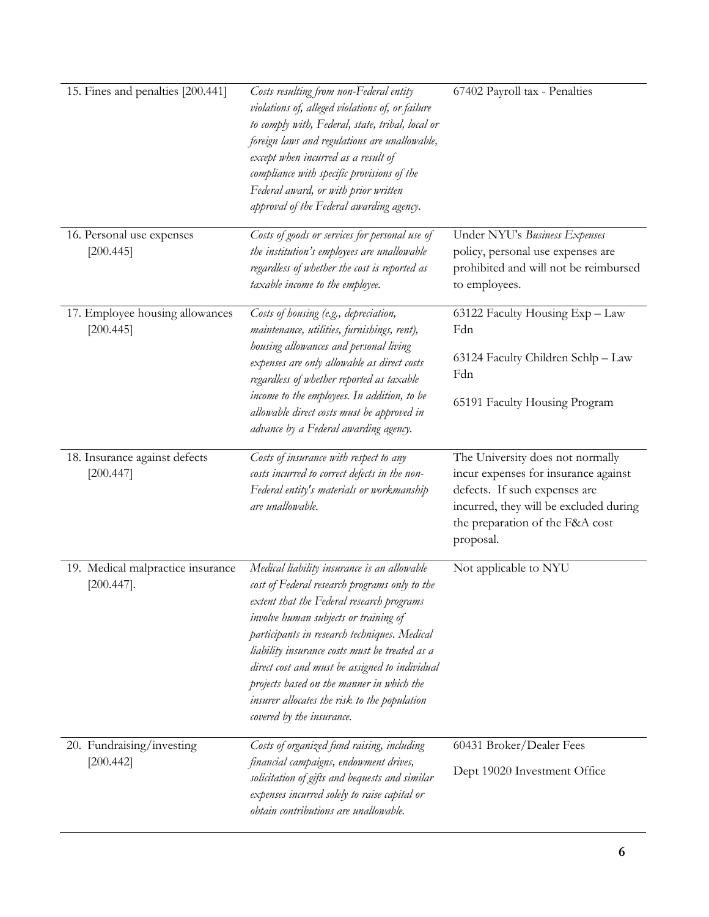| | | |
|---|---|---|
| 15. Fines and penalties [200.441] | *Costs resulting from non-Federal entity violations of, alleged violations of, or failure to comply with, Federal, state, tribal, local or foreign laws and regulations are unallowable, except when incurred as a result of compliance with specific provisions of the Federal award, or with prior written approval of the Federal awarding agency.* | 67402 Payroll tax - Penalties |
| 16. Personal use expenses [200.445] | *Costs of goods or services for personal use of the institution's employees are unallowable regardless of whether the cost is reported as taxable income to the employee.* | Under NYU's *Business Expenses* policy, personal use expenses are prohibited and will not be reimbursed to employees. |
| 17. Employee housing allowances [200.445] | *Costs of housing (e.g., depreciation, maintenance, utilities, furnishings, rent), housing allowances and personal living expenses are only allowable as direct costs regardless of whether reported as taxable income to the employees. In addition, to be allowable direct costs must be approved in advance by a Federal awarding agency.* | 63122 Faculty Housing Exp – Law Fdn<br><br>63124 Faculty Children Schlp – Law Fdn<br><br>65191 Faculty Housing Program |
| 18. Insurance against defects [200.447] | *Costs of insurance with respect to any costs incurred to correct defects in the non-Federal entity's materials or workmanship are unallowable.* | The University does not normally incur expenses for insurance against defects. If such expenses are incurred, they will be excluded during the preparation of the F&A cost proposal. |
| 19. Medical malpractice insurance [200.447]. | *Medical liability insurance is an allowable cost of Federal research programs only to the extent that the Federal research programs involve human subjects or training of participants in research techniques. Medical liability insurance costs must be treated as a direct cost and must be assigned to individual projects based on the manner in which the insurer allocates the risk to the population covered by the insurance.* | Not applicable to NYU |
| 20. Fundraising/investing [200.442] | *Costs of organized fund raising, including financial campaigns, endowment drives, solicitation of gifts and bequests and similar expenses incurred solely to raise capital or obtain contributions are unallowable.* | 60431 Broker/Dealer Fees<br><br>Dept 19020 Investment Office |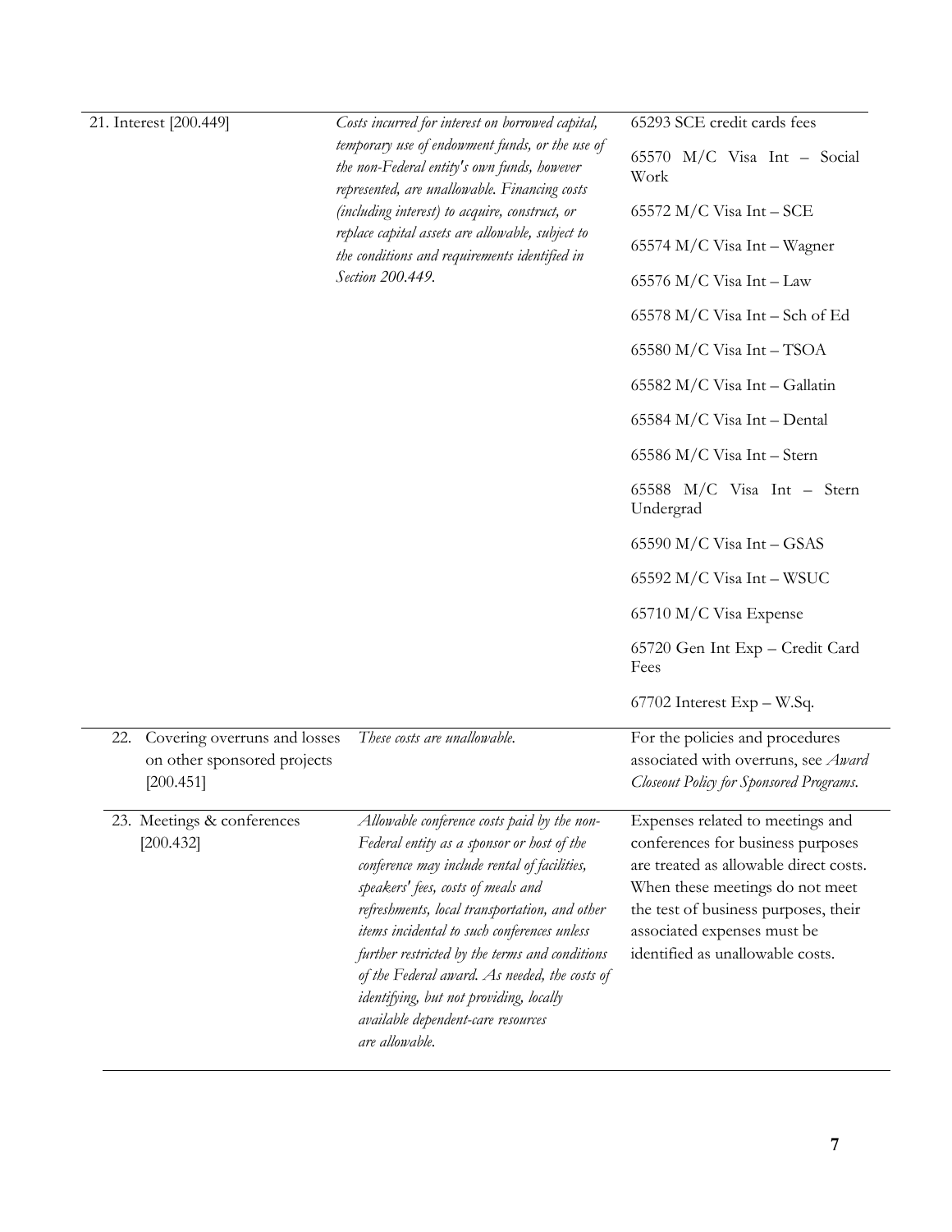| | | |
|---|---|---|
| 21. Interest [200.449] | *Costs incurred for interest on borrowed capital, temporary use of endowment funds, or the use of the non-Federal entity's own funds, however represented, are unallowable. Financing costs (including interest) to acquire, construct, or replace capital assets are allowable, subject to the conditions and requirements identified in Section 200.449.* | 65293 SCE credit cards fees<br><br>65570 M/C Visa Int – Social Work<br><br>65572 M/C Visa Int – SCE<br><br>65574 M/C Visa Int – Wagner<br><br>65576 M/C Visa Int – Law<br><br>65578 M/C Visa Int – Sch of Ed<br><br>65580 M/C Visa Int – TSOA<br><br>65582 M/C Visa Int – Gallatin<br><br>65584 M/C Visa Int – Dental<br><br>65586 M/C Visa Int – Stern<br><br>65588 M/C Visa Int – Stern Undergrad<br><br>65590 M/C Visa Int – GSAS<br><br>65592 M/C Visa Int – WSUC<br><br>65710 M/C Visa Expense<br><br>65720 Gen Int Exp – Credit Card Fees<br><br>67702 Interest Exp – W.Sq. |
| 22. Covering overruns and losses on other sponsored projects [200.451] | *These costs are unallowable.* | For the policies and procedures associated with overruns, see *Award Closeout Policy for Sponsored Programs.* |
| 23. Meetings & conferences [200.432] | *Allowable conference costs paid by the non-Federal entity as a sponsor or host of the conference may include rental of facilities, speakers' fees, costs of meals and refreshments, local transportation, and other items incidental to such conferences unless further restricted by the terms and conditions of the Federal award. As needed, the costs of identifying, but not providing, locally available dependent-care resources are allowable.* | Expenses related to meetings and conferences for business purposes are treated as allowable direct costs. When these meetings do not meet the test of business purposes, their associated expenses must be identified as unallowable costs. |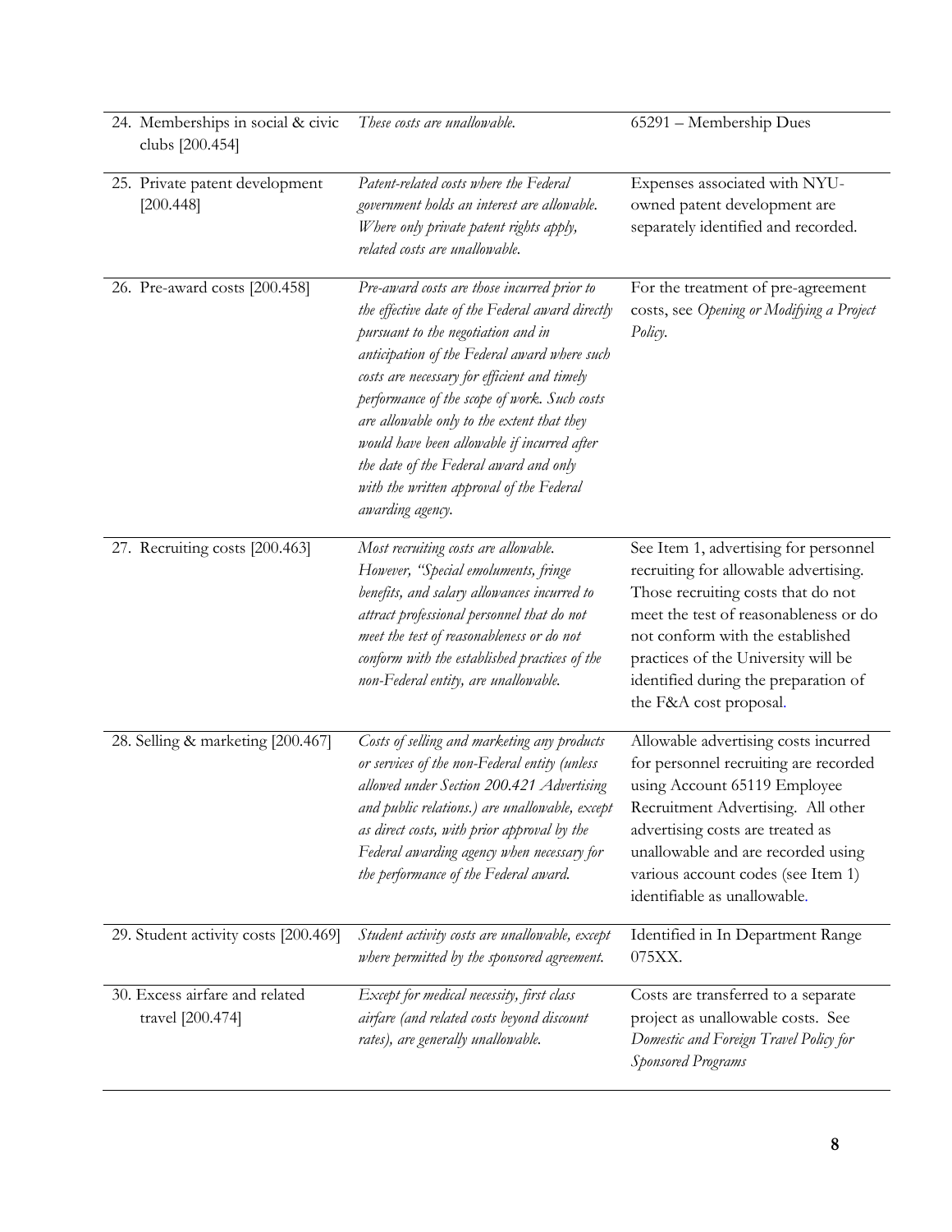| | | |
|---|---|---|
| 24. Memberships in social & civic clubs [200.454] | *These costs are unallowable.* | 65291 – Membership Dues |
| 25. Private patent development [200.448] | *Patent-related costs where the Federal government holds an interest are allowable. Where only private patent rights apply, related costs are unallowable.* | Expenses associated with NYU-owned patent development are separately identified and recorded. |
| 26. Pre-award costs [200.458] | *Pre-award costs are those incurred prior to the effective date of the Federal award directly pursuant to the negotiation and in anticipation of the Federal award where such costs are necessary for efficient and timely performance of the scope of work. Such costs are allowable only to the extent that they would have been allowable if incurred after the date of the Federal award and only with the written approval of the Federal awarding agency.* | For the treatment of pre-agreement costs, see *Opening or Modifying a Project Policy.* |
| 27. Recruiting costs [200.463] | *Most recruiting costs are allowable. However, "Special emoluments, fringe benefits, and salary allowances incurred to attract professional personnel that do not meet the test of reasonableness or do not conform with the established practices of the non-Federal entity, are unallowable.* | See Item 1, advertising for personnel recruiting for allowable advertising. Those recruiting costs that do not meet the test of reasonableness or do not conform with the established practices of the University will be identified during the preparation of the F&A cost proposal. |
| 28. Selling & marketing [200.467] | *Costs of selling and marketing any products or services of the non-Federal entity (unless allowed under Section 200.421 Advertising and public relations.) are unallowable, except as direct costs, with prior approval by the Federal awarding agency when necessary for the performance of the Federal award.* | Allowable advertising costs incurred for personnel recruiting are recorded using Account 65119 Employee Recruitment Advertising. All other advertising costs are treated as unallowable and are recorded using various account codes (see Item 1) identifiable as unallowable. |
| 29. Student activity costs [200.469] | *Student activity costs are unallowable, except where permitted by the sponsored agreement.* | Identified in In Department Range 075XX. |
| 30. Excess airfare and related travel [200.474] | *Except for medical necessity, first class airfare (and related costs beyond discount rates), are generally unallowable.* | Costs are transferred to a separate project as unallowable costs. See *Domestic and Foreign Travel Policy for Sponsored Programs* |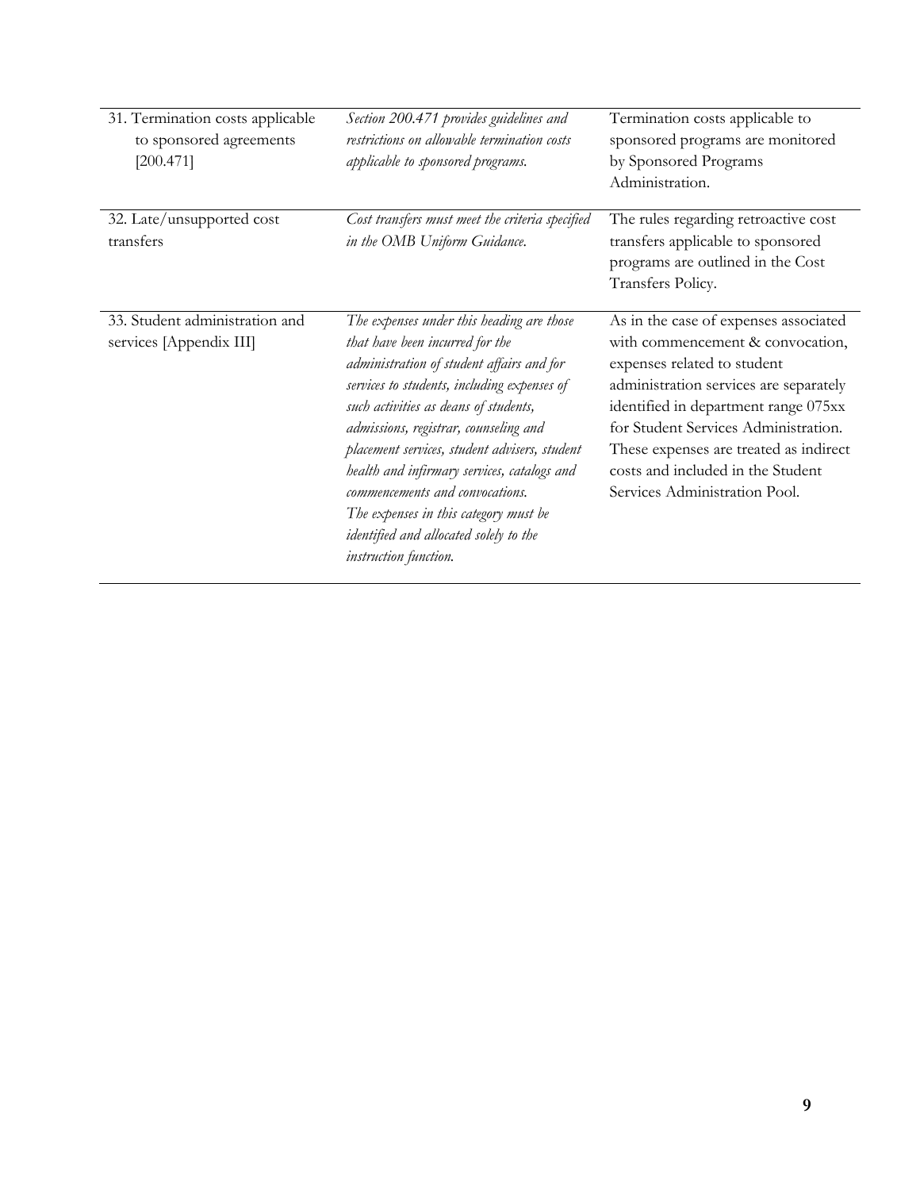| | | |
|---|---|---|
| 31. Termination costs applicable to sponsored agreements [200.471] | *Section 200.471 provides guidelines and restrictions on allowable termination costs applicable to sponsored programs.* | Termination costs applicable to sponsored programs are monitored by Sponsored Programs Administration. |
| 32. Late/unsupported cost transfers | *Cost transfers must meet the criteria specified in the OMB Uniform Guidance.* | The rules regarding retroactive cost transfers applicable to sponsored programs are outlined in the Cost Transfers Policy. |
| 33. Student administration and services [Appendix III] | *The expenses under this heading are those that have been incurred for the administration of student affairs and for services to students, including expenses of such activities as deans of students, admissions, registrar, counseling and placement services, student advisers, student health and infirmary services, catalogs and commencements and convocations. The expenses in this category must be identified and allocated solely to the instruction function.* | As in the case of expenses associated with commencement & convocation, expenses related to student administration services are separately identified in department range 075xx for Student Services Administration. These expenses are treated as indirect costs and included in the Student Services Administration Pool. |